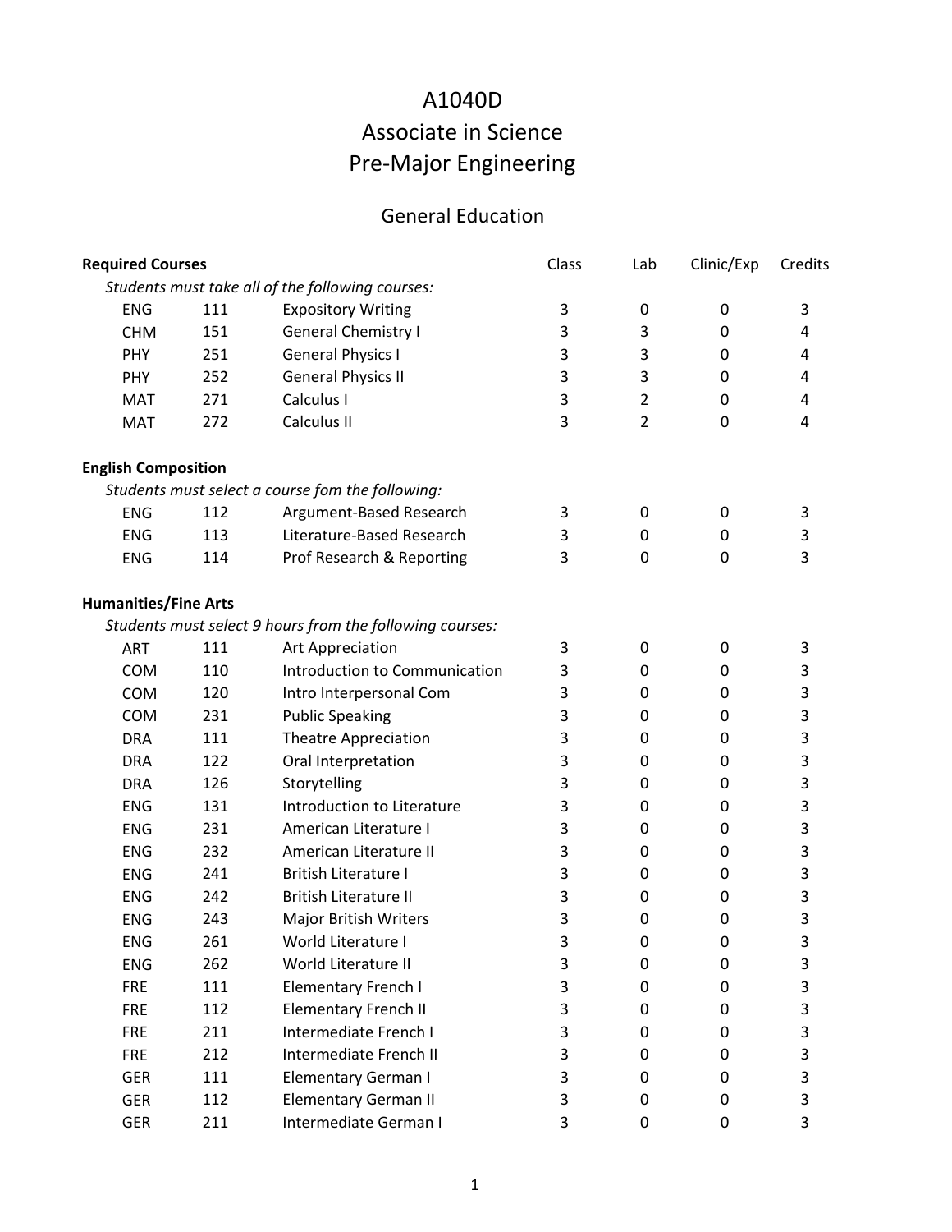# A1040D
# Associate in Science
# Pre-Major Engineering

## General Education

| **Required Courses** | | | Class | Lab | Clinic/Exp | Credits |
|---|---|---|---|---|---|---|
| *Students must take all of the following courses:* | | | | | | |
| ENG | 111 | Expository Writing | 3 | 0 | 0 | 3 |
| CHM | 151 | General Chemistry I | 3 | 3 | 0 | 4 |
| PHY | 251 | General Physics I | 3 | 3 | 0 | 4 |
| PHY | 252 | General Physics II | 3 | 3 | 0 | 4 |
| MAT | 271 | Calculus I | 3 | 2 | 0 | 4 |
| MAT | 272 | Calculus II | 3 | 2 | 0 | 4 |

**English Composition**

*Students must select a course fom the following:*

| | | | Class | Lab | Clinic/Exp | Credits |
|---|---|---|---|---|---|---|
| ENG | 112 | Argument-Based Research | 3 | 0 | 0 | 3 |
| ENG | 113 | Literature-Based Research | 3 | 0 | 0 | 3 |
| ENG | 114 | Prof Research & Reporting | 3 | 0 | 0 | 3 |

**Humanities/Fine Arts**

*Students must select 9 hours from the following courses:*

| | | | Class | Lab | Clinic/Exp | Credits |
|---|---|---|---|---|---|---|
| ART | 111 | Art Appreciation | 3 | 0 | 0 | 3 |
| COM | 110 | Introduction to Communication | 3 | 0 | 0 | 3 |
| COM | 120 | Intro Interpersonal Com | 3 | 0 | 0 | 3 |
| COM | 231 | Public Speaking | 3 | 0 | 0 | 3 |
| DRA | 111 | Theatre Appreciation | 3 | 0 | 0 | 3 |
| DRA | 122 | Oral Interpretation | 3 | 0 | 0 | 3 |
| DRA | 126 | Storytelling | 3 | 0 | 0 | 3 |
| ENG | 131 | Introduction to Literature | 3 | 0 | 0 | 3 |
| ENG | 231 | American Literature I | 3 | 0 | 0 | 3 |
| ENG | 232 | American Literature II | 3 | 0 | 0 | 3 |
| ENG | 241 | British Literature I | 3 | 0 | 0 | 3 |
| ENG | 242 | British Literature II | 3 | 0 | 0 | 3 |
| ENG | 243 | Major British Writers | 3 | 0 | 0 | 3 |
| ENG | 261 | World Literature I | 3 | 0 | 0 | 3 |
| ENG | 262 | World Literature II | 3 | 0 | 0 | 3 |
| FRE | 111 | Elementary French I | 3 | 0 | 0 | 3 |
| FRE | 112 | Elementary French II | 3 | 0 | 0 | 3 |
| FRE | 211 | Intermediate French I | 3 | 0 | 0 | 3 |
| FRE | 212 | Intermediate French II | 3 | 0 | 0 | 3 |
| GER | 111 | Elementary German I | 3 | 0 | 0 | 3 |
| GER | 112 | Elementary German II | 3 | 0 | 0 | 3 |
| GER | 211 | Intermediate German I | 3 | 0 | 0 | 3 |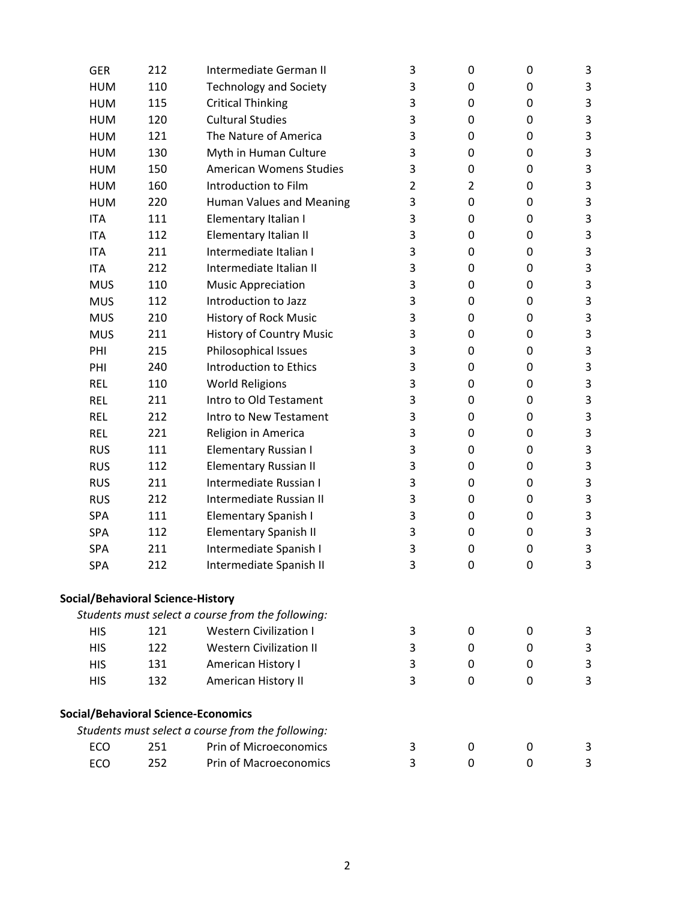| | | | | | | |
|---|---|---|---|---|---|---|
| GER | 212 | Intermediate German II | 3 | 0 | 0 | 3 |
| HUM | 110 | Technology and Society | 3 | 0 | 0 | 3 |
| HUM | 115 | Critical Thinking | 3 | 0 | 0 | 3 |
| HUM | 120 | Cultural Studies | 3 | 0 | 0 | 3 |
| HUM | 121 | The Nature of America | 3 | 0 | 0 | 3 |
| HUM | 130 | Myth in Human Culture | 3 | 0 | 0 | 3 |
| HUM | 150 | American Womens Studies | 3 | 0 | 0 | 3 |
| HUM | 160 | Introduction to Film | 2 | 2 | 0 | 3 |
| HUM | 220 | Human Values and Meaning | 3 | 0 | 0 | 3 |
| ITA | 111 | Elementary Italian I | 3 | 0 | 0 | 3 |
| ITA | 112 | Elementary Italian II | 3 | 0 | 0 | 3 |
| ITA | 211 | Intermediate Italian I | 3 | 0 | 0 | 3 |
| ITA | 212 | Intermediate Italian II | 3 | 0 | 0 | 3 |
| MUS | 110 | Music Appreciation | 3 | 0 | 0 | 3 |
| MUS | 112 | Introduction to Jazz | 3 | 0 | 0 | 3 |
| MUS | 210 | History of Rock Music | 3 | 0 | 0 | 3 |
| MUS | 211 | History of Country Music | 3 | 0 | 0 | 3 |
| PHI | 215 | Philosophical Issues | 3 | 0 | 0 | 3 |
| PHI | 240 | Introduction to Ethics | 3 | 0 | 0 | 3 |
| REL | 110 | World Religions | 3 | 0 | 0 | 3 |
| REL | 211 | Intro to Old Testament | 3 | 0 | 0 | 3 |
| REL | 212 | Intro to New Testament | 3 | 0 | 0 | 3 |
| REL | 221 | Religion in America | 3 | 0 | 0 | 3 |
| RUS | 111 | Elementary Russian I | 3 | 0 | 0 | 3 |
| RUS | 112 | Elementary Russian II | 3 | 0 | 0 | 3 |
| RUS | 211 | Intermediate Russian I | 3 | 0 | 0 | 3 |
| RUS | 212 | Intermediate Russian II | 3 | 0 | 0 | 3 |
| SPA | 111 | Elementary Spanish I | 3 | 0 | 0 | 3 |
| SPA | 112 | Elementary Spanish II | 3 | 0 | 0 | 3 |
| SPA | 211 | Intermediate Spanish I | 3 | 0 | 0 | 3 |
| SPA | 212 | Intermediate Spanish II | 3 | 0 | 0 | 3 |

**Social/Behavioral Science-History**

*Students must select a course from the following:*

| | | | | | | |
|---|---|---|---|---|---|---|
| HIS | 121 | Western Civilization I | 3 | 0 | 0 | 3 |
| HIS | 122 | Western Civilization II | 3 | 0 | 0 | 3 |
| HIS | 131 | American History I | 3 | 0 | 0 | 3 |
| HIS | 132 | American History II | 3 | 0 | 0 | 3 |

**Social/Behavioral Science-Economics**

*Students must select a course from the following:*

| | | | | | | |
|---|---|---|---|---|---|---|
| ECO | 251 | Prin of Microeconomics | 3 | 0 | 0 | 3 |
| ECO | 252 | Prin of Macroeconomics | 3 | 0 | 0 | 3 |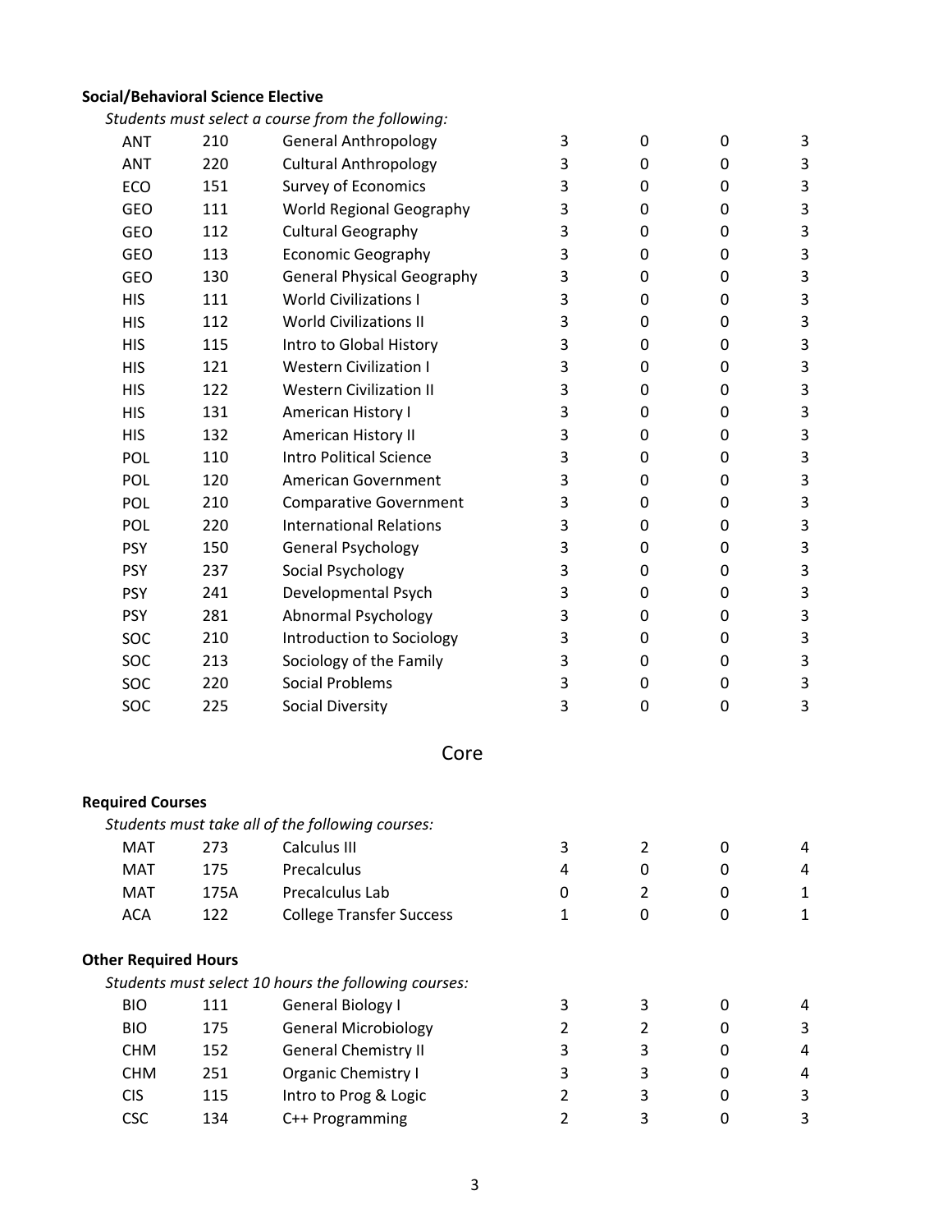**Social/Behavioral Science Elective**

*Students must select a course from the following:*

| | | | | | | |
|---|---|---|---|---|---|---|
| ANT | 210 | General Anthropology | 3 | 0 | 0 | 3 |
| ANT | 220 | Cultural Anthropology | 3 | 0 | 0 | 3 |
| ECO | 151 | Survey of Economics | 3 | 0 | 0 | 3 |
| GEO | 111 | World Regional Geography | 3 | 0 | 0 | 3 |
| GEO | 112 | Cultural Geography | 3 | 0 | 0 | 3 |
| GEO | 113 | Economic Geography | 3 | 0 | 0 | 3 |
| GEO | 130 | General Physical Geography | 3 | 0 | 0 | 3 |
| HIS | 111 | World Civilizations I | 3 | 0 | 0 | 3 |
| HIS | 112 | World Civilizations II | 3 | 0 | 0 | 3 |
| HIS | 115 | Intro to Global History | 3 | 0 | 0 | 3 |
| HIS | 121 | Western Civilization I | 3 | 0 | 0 | 3 |
| HIS | 122 | Western Civilization II | 3 | 0 | 0 | 3 |
| HIS | 131 | American History I | 3 | 0 | 0 | 3 |
| HIS | 132 | American History II | 3 | 0 | 0 | 3 |
| POL | 110 | Intro Political Science | 3 | 0 | 0 | 3 |
| POL | 120 | American Government | 3 | 0 | 0 | 3 |
| POL | 210 | Comparative Government | 3 | 0 | 0 | 3 |
| POL | 220 | International Relations | 3 | 0 | 0 | 3 |
| PSY | 150 | General Psychology | 3 | 0 | 0 | 3 |
| PSY | 237 | Social Psychology | 3 | 0 | 0 | 3 |
| PSY | 241 | Developmental Psych | 3 | 0 | 0 | 3 |
| PSY | 281 | Abnormal Psychology | 3 | 0 | 0 | 3 |
| SOC | 210 | Introduction to Sociology | 3 | 0 | 0 | 3 |
| SOC | 213 | Sociology of the Family | 3 | 0 | 0 | 3 |
| SOC | 220 | Social Problems | 3 | 0 | 0 | 3 |
| SOC | 225 | Social Diversity | 3 | 0 | 0 | 3 |

## Core

**Required Courses**

*Students must take all of the following courses:*

| | | | | | | |
|---|---|---|---|---|---|---|
| MAT | 273 | Calculus III | 3 | 2 | 0 | 4 |
| MAT | 175 | Precalculus | 4 | 0 | 0 | 4 |
| MAT | 175A | Precalculus Lab | 0 | 2 | 0 | 1 |
| ACA | 122 | College Transfer Success | 1 | 0 | 0 | 1 |

**Other Required Hours**

*Students must select 10 hours the following courses:*

| | | | | | | |
|---|---|---|---|---|---|---|
| BIO | 111 | General Biology I | 3 | 3 | 0 | 4 |
| BIO | 175 | General Microbiology | 2 | 2 | 0 | 3 |
| CHM | 152 | General Chemistry II | 3 | 3 | 0 | 4 |
| CHM | 251 | Organic Chemistry I | 3 | 3 | 0 | 4 |
| CIS | 115 | Intro to Prog & Logic | 2 | 3 | 0 | 3 |
| CSC | 134 | C++ Programming | 2 | 3 | 0 | 3 |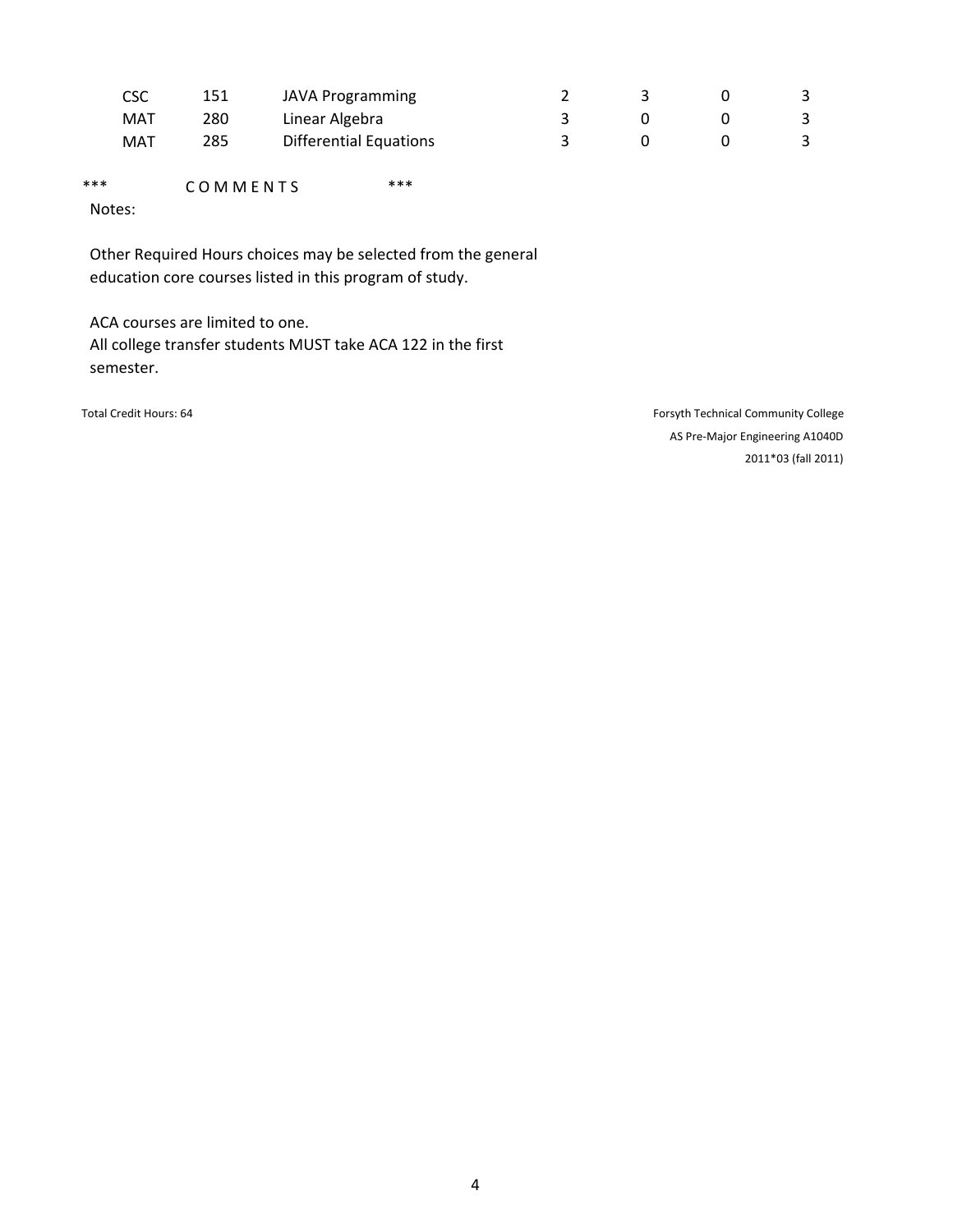| | | | | | | |
|---|---|---|---|---|---|---|
| CSC | 151 | JAVA Programming | 2 | 3 | 0 | 3 |
| MAT | 280 | Linear Algebra | 3 | 0 | 0 | 3 |
| MAT | 285 | Differential Equations | 3 | 0 | 0 | 3 |

*** C O M M E N T S ***

Notes:

Other Required Hours choices may be selected from the general education core courses listed in this program of study.

ACA courses are limited to one.
All college transfer students MUST take ACA 122 in the first semester.

Total Credit Hours: 64

Forsyth Technical Community College
AS Pre-Major Engineering A1040D
2011*03 (fall 2011)